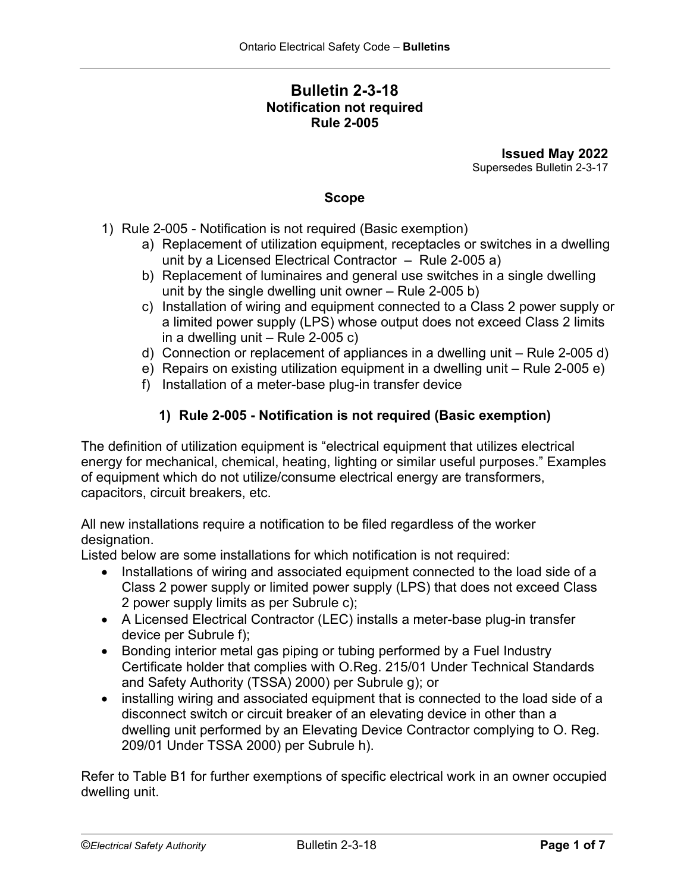# Bulletin 2-3-18
## Notification not required
## Rule 2-005

**Issued May 2022**
Supersedes Bulletin 2-3-17

### Scope

1) Rule 2-005 - Notification is not required (Basic exemption)
    a) Replacement of utilization equipment, receptacles or switches in a dwelling unit by a Licensed Electrical Contractor – Rule 2-005 a)
    b) Replacement of luminaires and general use switches in a single dwelling unit by the single dwelling unit owner – Rule 2-005 b)
    c) Installation of wiring and equipment connected to a Class 2 power supply or a limited power supply (LPS) whose output does not exceed Class 2 limits in a dwelling unit – Rule 2-005 c)
    d) Connection or replacement of appliances in a dwelling unit – Rule 2-005 d)
    e) Repairs on existing utilization equipment in a dwelling unit – Rule 2-005 e)
    f) Installation of a meter-base plug-in transfer device

### 1) Rule 2-005 - Notification is not required (Basic exemption)

The definition of utilization equipment is "electrical equipment that utilizes electrical energy for mechanical, chemical, heating, lighting or similar useful purposes." Examples of equipment which do not utilize/consume electrical energy are transformers, capacitors, circuit breakers, etc.

All new installations require a notification to be filed regardless of the worker designation.
Listed below are some installations for which notification is not required:

- Installations of wiring and associated equipment connected to the load side of a Class 2 power supply or limited power supply (LPS) that does not exceed Class 2 power supply limits as per Subrule c);
- A Licensed Electrical Contractor (LEC) installs a meter-base plug-in transfer device per Subrule f);
- Bonding interior metal gas piping or tubing performed by a Fuel Industry Certificate holder that complies with O.Reg. 215/01 Under Technical Standards and Safety Authority (TSSA) 2000) per Subrule g); or
- installing wiring and associated equipment that is connected to the load side of a disconnect switch or circuit breaker of an elevating device in other than a dwelling unit performed by an Elevating Device Contractor complying to O. Reg. 209/01 Under TSSA 2000) per Subrule h).

Refer to Table B1 for further exemptions of specific electrical work in an owner occupied dwelling unit.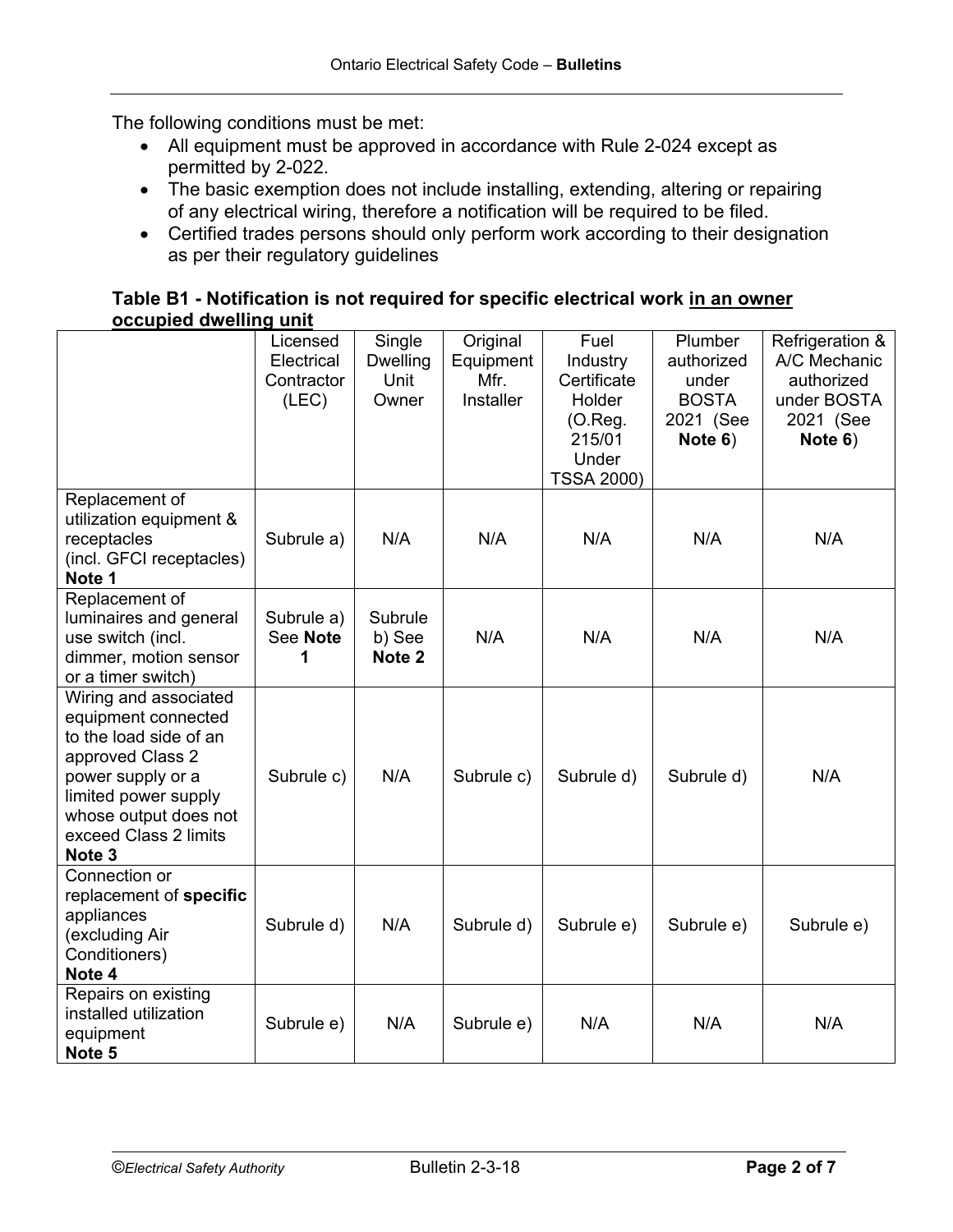The following conditions must be met:

- All equipment must be approved in accordance with Rule 2-024 except as permitted by 2-022.
- The basic exemption does not include installing, extending, altering or repairing of any electrical wiring, therefore a notification will be required to be filed.
- Certified trades persons should only perform work according to their designation as per their regulatory guidelines

**Table B1 - Notification is not required for specific electrical work <u>in an owner occupied dwelling unit</u>**

| | Licensed Electrical Contractor (LEC) | Single Dwelling Unit Owner | Original Equipment Mfr. Installer | Fuel Industry Certificate Holder (O.Reg. 215/01 Under TSSA 2000) | Plumber authorized under BOSTA 2021 (See **Note 6**) | Refrigeration & A/C Mechanic authorized under BOSTA 2021 (See **Note 6**) |
|---|---|---|---|---|---|---|
| Replacement of utilization equipment & receptacles (incl. GFCI receptacles) **Note 1** | Subrule a) | N/A | N/A | N/A | N/A | N/A |
| Replacement of luminaires and general use switch (incl. dimmer, motion sensor or a timer switch) | Subrule a) See **Note 1** | Subrule b) See **Note 2** | N/A | N/A | N/A | N/A |
| Wiring and associated equipment connected to the load side of an approved Class 2 power supply or a limited power supply whose output does not exceed Class 2 limits **Note 3** | Subrule c) | N/A | Subrule c) | Subrule d) | Subrule d) | N/A |
| Connection or replacement of **specific** appliances (excluding Air Conditioners) **Note 4** | Subrule d) | N/A | Subrule d) | Subrule e) | Subrule e) | Subrule e) |
| Repairs on existing installed utilization equipment **Note 5** | Subrule e) | N/A | Subrule e) | N/A | N/A | N/A |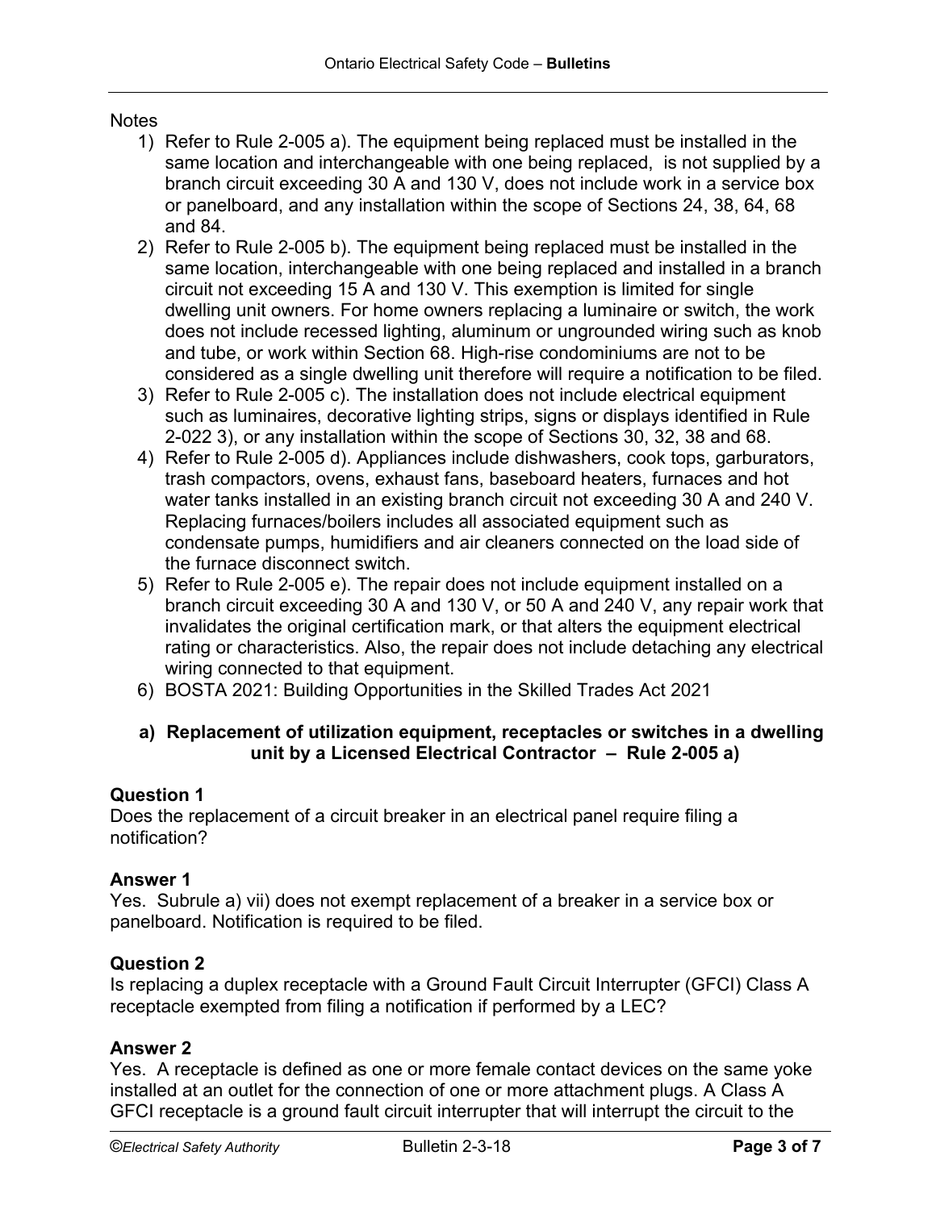Notes

1) Refer to Rule 2-005 a). The equipment being replaced must be installed in the same location and interchangeable with one being replaced, is not supplied by a branch circuit exceeding 30 A and 130 V, does not include work in a service box or panelboard, and any installation within the scope of Sections 24, 38, 64, 68 and 84.
2) Refer to Rule 2-005 b). The equipment being replaced must be installed in the same location, interchangeable with one being replaced and installed in a branch circuit not exceeding 15 A and 130 V. This exemption is limited for single dwelling unit owners. For home owners replacing a luminaire or switch, the work does not include recessed lighting, aluminum or ungrounded wiring such as knob and tube, or work within Section 68. High-rise condominiums are not to be considered as a single dwelling unit therefore will require a notification to be filed.
3) Refer to Rule 2-005 c). The installation does not include electrical equipment such as luminaires, decorative lighting strips, signs or displays identified in Rule 2-022 3), or any installation within the scope of Sections 30, 32, 38 and 68.
4) Refer to Rule 2-005 d). Appliances include dishwashers, cook tops, garburators, trash compactors, ovens, exhaust fans, baseboard heaters, furnaces and hot water tanks installed in an existing branch circuit not exceeding 30 A and 240 V. Replacing furnaces/boilers includes all associated equipment such as condensate pumps, humidifiers and air cleaners connected on the load side of the furnace disconnect switch.
5) Refer to Rule 2-005 e). The repair does not include equipment installed on a branch circuit exceeding 30 A and 130 V, or 50 A and 240 V, any repair work that invalidates the original certification mark, or that alters the equipment electrical rating or characteristics. Also, the repair does not include detaching any electrical wiring connected to that equipment.
6) BOSTA 2021: Building Opportunities in the Skilled Trades Act 2021

## a) Replacement of utilization equipment, receptacles or switches in a dwelling unit by a Licensed Electrical Contractor – Rule 2-005 a)

### Question 1
Does the replacement of a circuit breaker in an electrical panel require filing a notification?

### Answer 1
Yes. Subrule a) vii) does not exempt replacement of a breaker in a service box or panelboard. Notification is required to be filed.

### Question 2
Is replacing a duplex receptacle with a Ground Fault Circuit Interrupter (GFCI) Class A receptacle exempted from filing a notification if performed by a LEC?

### Answer 2
Yes. A receptacle is defined as one or more female contact devices on the same yoke installed at an outlet for the connection of one or more attachment plugs. A Class A GFCI receptacle is a ground fault circuit interrupter that will interrupt the circuit to the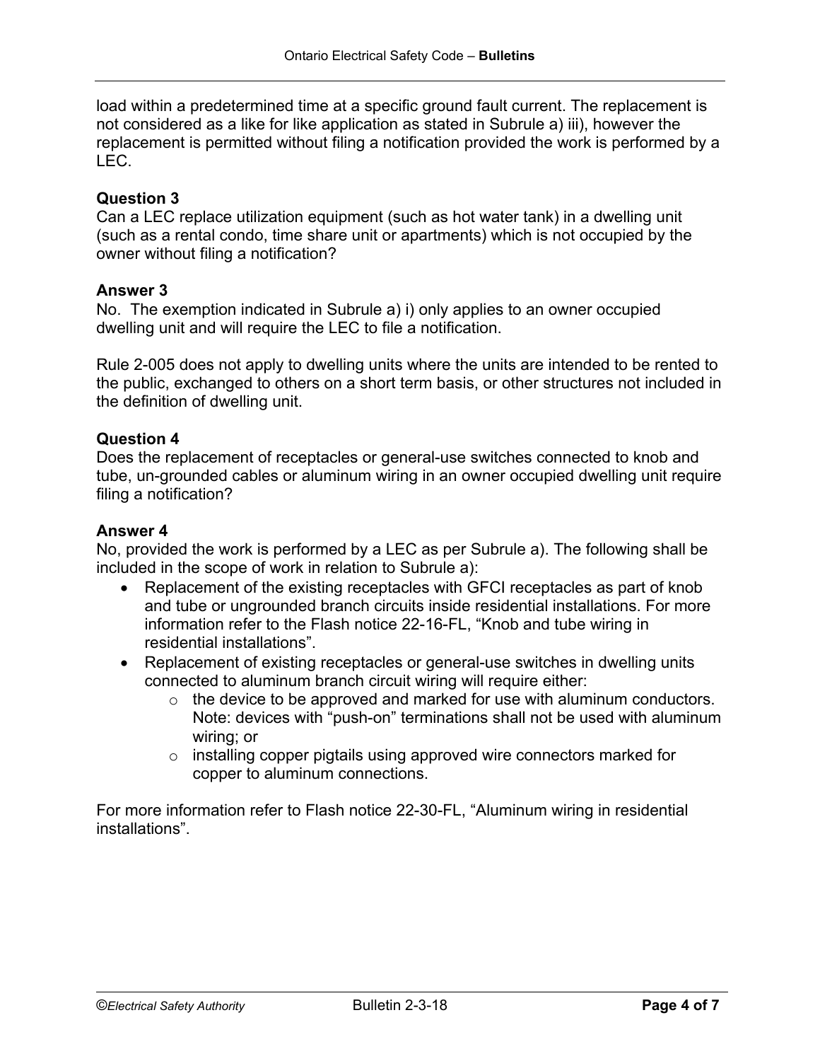load within a predetermined time at a specific ground fault current. The replacement is not considered as a like for like application as stated in Subrule a) iii), however the replacement is permitted without filing a notification provided the work is performed by a LEC.

**Question 3**
Can a LEC replace utilization equipment (such as hot water tank) in a dwelling unit (such as a rental condo, time share unit or apartments) which is not occupied by the owner without filing a notification?

**Answer 3**
No. The exemption indicated in Subrule a) i) only applies to an owner occupied dwelling unit and will require the LEC to file a notification.

Rule 2-005 does not apply to dwelling units where the units are intended to be rented to the public, exchanged to others on a short term basis, or other structures not included in the definition of dwelling unit.

**Question 4**
Does the replacement of receptacles or general-use switches connected to knob and tube, un-grounded cables or aluminum wiring in an owner occupied dwelling unit require filing a notification?

**Answer 4**
No, provided the work is performed by a LEC as per Subrule a). The following shall be included in the scope of work in relation to Subrule a):

- Replacement of the existing receptacles with GFCI receptacles as part of knob and tube or ungrounded branch circuits inside residential installations. For more information refer to the Flash notice 22-16-FL, "Knob and tube wiring in residential installations".
- Replacement of existing receptacles or general-use switches in dwelling units connected to aluminum branch circuit wiring will require either:
  - the device to be approved and marked for use with aluminum conductors. Note: devices with "push-on" terminations shall not be used with aluminum wiring; or
  - installing copper pigtails using approved wire connectors marked for copper to aluminum connections.

For more information refer to Flash notice 22-30-FL, "Aluminum wiring in residential installations".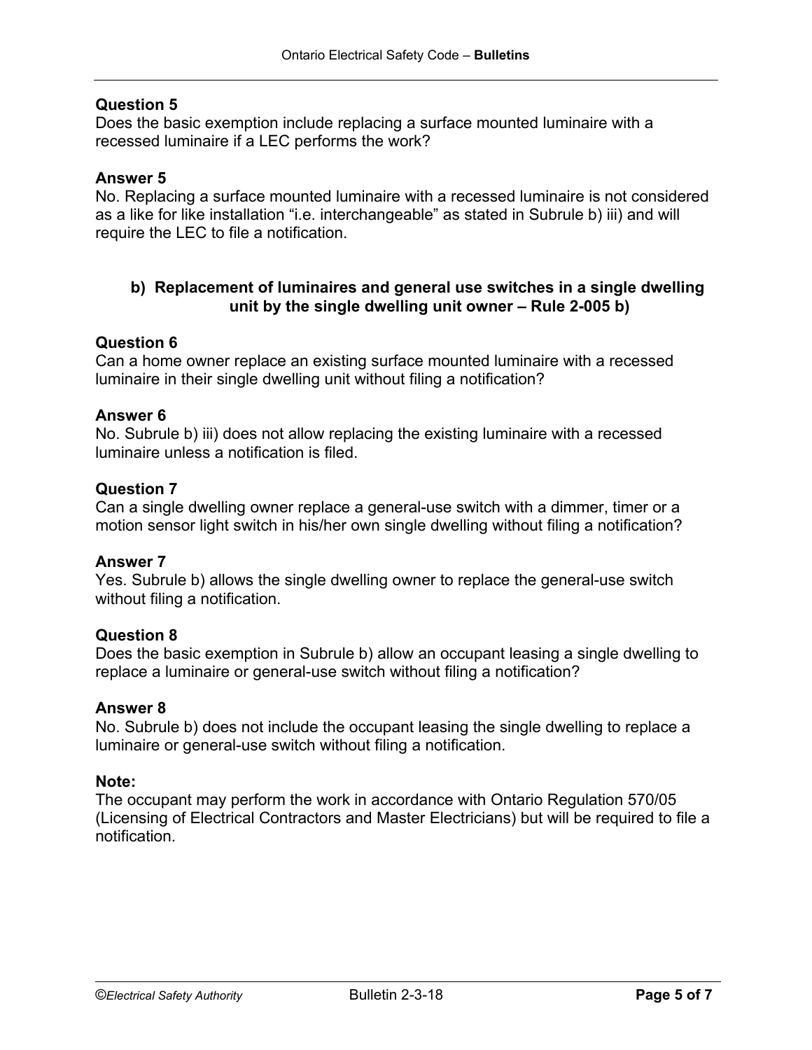**Question 5**
Does the basic exemption include replacing a surface mounted luminaire with a recessed luminaire if a LEC performs the work?

**Answer 5**
No. Replacing a surface mounted luminaire with a recessed luminaire is not considered as a like for like installation "i.e. interchangeable" as stated in Subrule b) iii) and will require the LEC to file a notification.

### b) Replacement of luminaires and general use switches in a single dwelling unit by the single dwelling unit owner – Rule 2-005 b)

**Question 6**
Can a home owner replace an existing surface mounted luminaire with a recessed luminaire in their single dwelling unit without filing a notification?

**Answer 6**
No. Subrule b) iii) does not allow replacing the existing luminaire with a recessed luminaire unless a notification is filed.

**Question 7**
Can a single dwelling owner replace a general-use switch with a dimmer, timer or a motion sensor light switch in his/her own single dwelling without filing a notification?

**Answer 7**
Yes. Subrule b) allows the single dwelling owner to replace the general-use switch without filing a notification.

**Question 8**
Does the basic exemption in Subrule b) allow an occupant leasing a single dwelling to replace a luminaire or general-use switch without filing a notification?

**Answer 8**
No. Subrule b) does not include the occupant leasing the single dwelling to replace a luminaire or general-use switch without filing a notification.

**Note:**
The occupant may perform the work in accordance with Ontario Regulation 570/05 (Licensing of Electrical Contractors and Master Electricians) but will be required to file a notification.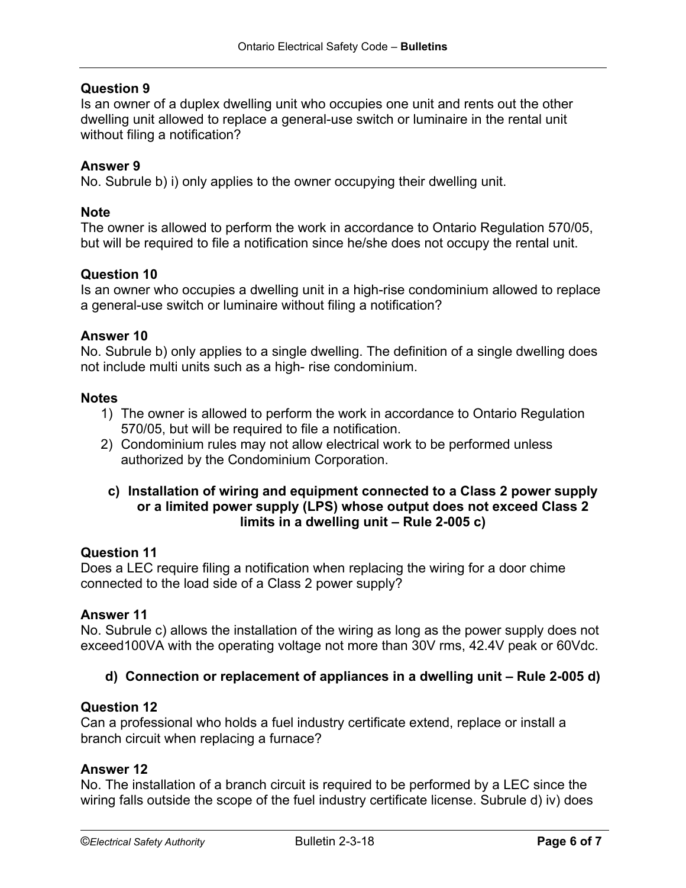**Question 9**
Is an owner of a duplex dwelling unit who occupies one unit and rents out the other dwelling unit allowed to replace a general-use switch or luminaire in the rental unit without filing a notification?

**Answer 9**
No. Subrule b) i) only applies to the owner occupying their dwelling unit.

**Note**
The owner is allowed to perform the work in accordance to Ontario Regulation 570/05, but will be required to file a notification since he/she does not occupy the rental unit.

**Question 10**
Is an owner who occupies a dwelling unit in a high-rise condominium allowed to replace a general-use switch or luminaire without filing a notification?

**Answer 10**
No. Subrule b) only applies to a single dwelling. The definition of a single dwelling does not include multi units such as a high- rise condominium.

**Notes**

1) The owner is allowed to perform the work in accordance to Ontario Regulation 570/05, but will be required to file a notification.
2) Condominium rules may not allow electrical work to be performed unless authorized by the Condominium Corporation.

### c) Installation of wiring and equipment connected to a Class 2 power supply or a limited power supply (LPS) whose output does not exceed Class 2 limits in a dwelling unit – Rule 2-005 c)

**Question 11**
Does a LEC require filing a notification when replacing the wiring for a door chime connected to the load side of a Class 2 power supply?

**Answer 11**
No. Subrule c) allows the installation of the wiring as long as the power supply does not exceed100VA with the operating voltage not more than 30V rms, 42.4V peak or 60Vdc.

### d) Connection or replacement of appliances in a dwelling unit – Rule 2-005 d)

**Question 12**
Can a professional who holds a fuel industry certificate extend, replace or install a branch circuit when replacing a furnace?

**Answer 12**
No. The installation of a branch circuit is required to be performed by a LEC since the wiring falls outside the scope of the fuel industry certificate license. Subrule d) iv) does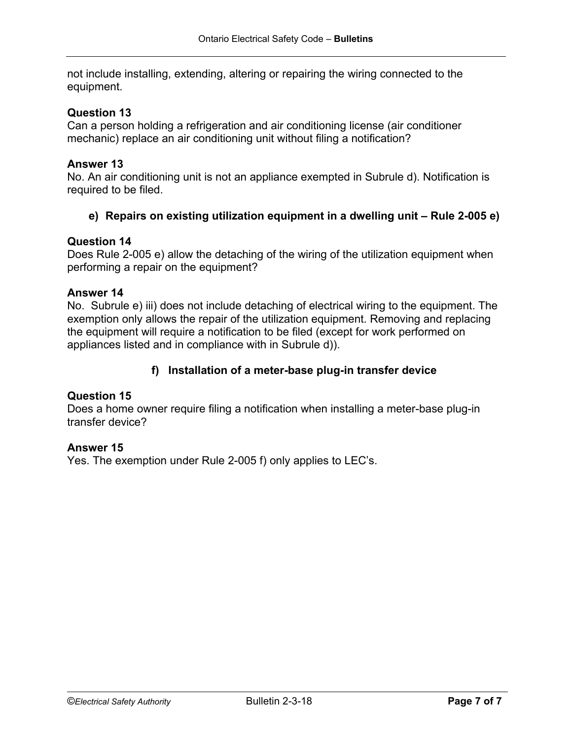not include installing, extending, altering or repairing the wiring connected to the equipment.

**Question 13**
Can a person holding a refrigeration and air conditioning license (air conditioner mechanic) replace an air conditioning unit without filing a notification?

**Answer 13**
No. An air conditioning unit is not an appliance exempted in Subrule d). Notification is required to be filed.

### e) Repairs on existing utilization equipment in a dwelling unit – Rule 2-005 e)

**Question 14**
Does Rule 2-005 e) allow the detaching of the wiring of the utilization equipment when performing a repair on the equipment?

**Answer 14**
No. Subrule e) iii) does not include detaching of electrical wiring to the equipment. The exemption only allows the repair of the utilization equipment. Removing and replacing the equipment will require a notification to be filed (except for work performed on appliances listed and in compliance with in Subrule d)).

### f) Installation of a meter-base plug-in transfer device

**Question 15**
Does a home owner require filing a notification when installing a meter-base plug-in transfer device?

**Answer 15**
Yes. The exemption under Rule 2-005 f) only applies to LEC's.